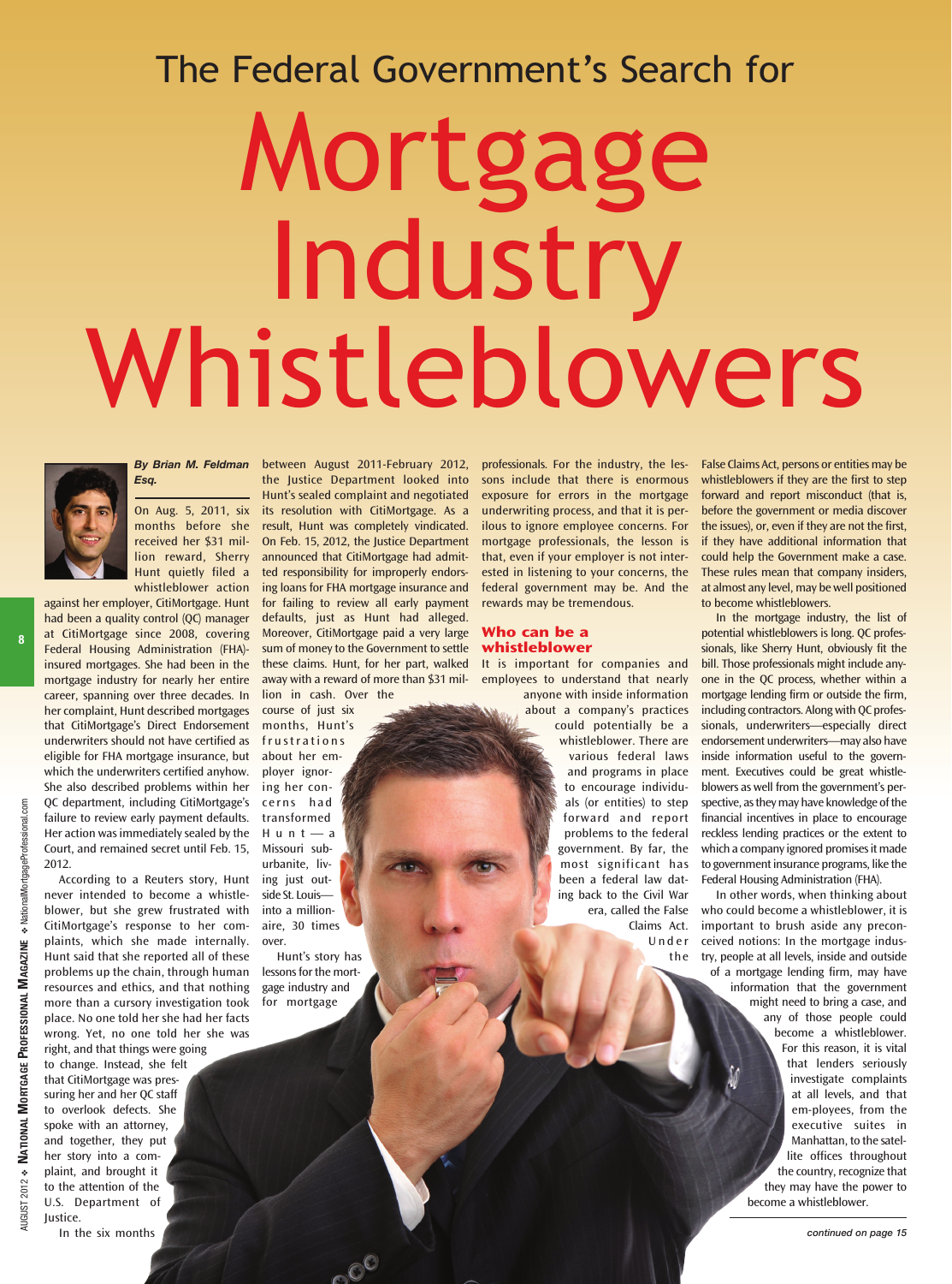The Federal Government's Search for

# Mortgage Industry Whistleblowers

***By Brian M. Feldman Esq.***

On Aug. 5, 2011, six months before she received her $31 million reward, Sherry Hunt quietly filed a whistleblower action against her employer, CitiMortgage. Hunt had been a quality control (QC) manager at CitiMortgage since 2008, covering Federal Housing Administration (FHA)-insured mortgages. She had been in the mortgage industry for nearly her entire career, spanning over three decades. In her complaint, Hunt described mortgages that CitiMortgage's Direct Endorsement underwriters should not have certified as eligible for FHA mortgage insurance, but which the underwriters certified anyhow. She also described problems within her QC department, including CitiMortgage's failure to review early payment defaults. Her action was immediately sealed by the Court, and remained secret until Feb. 15, 2012.

According to a Reuters story, Hunt never intended to become a whistleblower, but she grew frustrated with CitiMortgage's response to her complaints, which she made internally. Hunt said that she reported all of these problems up the chain, through human resources and ethics, and that nothing more than a cursory investigation took place. No one told her she had her facts wrong. Yet, no one told her she was right, and that things were going to change. Instead, she felt that CitiMortgage was pressuring her and her QC staff to overlook defects. She spoke with an attorney, and together, they put her story into a complaint, and brought it to the attention of the U.S. Department of Justice.

In the six months between August 2011-February 2012, the Justice Department looked into Hunt's sealed complaint and negotiated its resolution with CitiMortgage. As a result, Hunt was completely vindicated. On Feb. 15, 2012, the Justice Department announced that CitiMortgage had admitted responsibility for improperly endorsing loans for FHA mortgage insurance and for failing to review all early payment defaults, just as Hunt had alleged. Moreover, CitiMortgage paid a very large sum of money to the Government to settle these claims. Hunt, for her part, walked away with a reward of more than $31 million in cash. Over the course of just six months, Hunt's frustrations about her employer ignoring her concerns had transformed Hunt—a Missouri suburbanite, living just outside St. Louis—into a millionaire, 30 times over.

Hunt's story has lessons for the mortgage industry and for mortgage professionals. For the industry, the lessons include that there is enormous exposure for errors in the mortgage underwriting process, and that it is perilous to ignore employee concerns. For mortgage professionals, the lesson is that, even if your employer is not interested in listening to your concerns, the federal government may be. And the rewards may be tremendous.

## Who can be a whistleblower

It is important for companies and employees to understand that nearly anyone with inside information about a company's practices could potentially be a whistleblower. There are various federal laws and programs in place to encourage individuals (or entities) to step forward and report problems to the federal government. By far, the most significant has been a federal law dating back to the Civil War era, called the False Claims Act. Under the False Claims Act, persons or entities may be whistleblowers if they are the first to step forward and report misconduct (that is, before the government or media discover the issues), or, even if they are not the first, if they have additional information that could help the Government make a case. These rules mean that company insiders, at almost any level, may be well positioned to become whistleblowers.

In the mortgage industry, the list of potential whistleblowers is long. QC professionals, like Sherry Hunt, obviously fit the bill. Those professionals might include anyone in the QC process, whether within a mortgage lending firm or outside the firm, including contractors. Along with QC professionals, underwriters—especially direct endorsement underwriters—may also have inside information useful to the government. Executives could be great whistleblowers as well from the government's perspective, as they may have knowledge of the financial incentives in place to encourage reckless lending practices or the extent to which a company ignored promises it made to government insurance programs, like the Federal Housing Administration (FHA).

In other words, when thinking about who could become a whistleblower, it is important to brush aside any preconceived notions: In the mortgage industry, people at all levels, inside and outside of a mortgage lending firm, may have information that the government might need to bring a case, and any of those people could become a whistleblower. For this reason, it is vital that lenders seriously investigate complaints at all levels, and that employees, from the executive suites in Manhattan, to the satellite offices throughout the country, recognize that they may have the power to become a whistleblower.

*continued on page 15*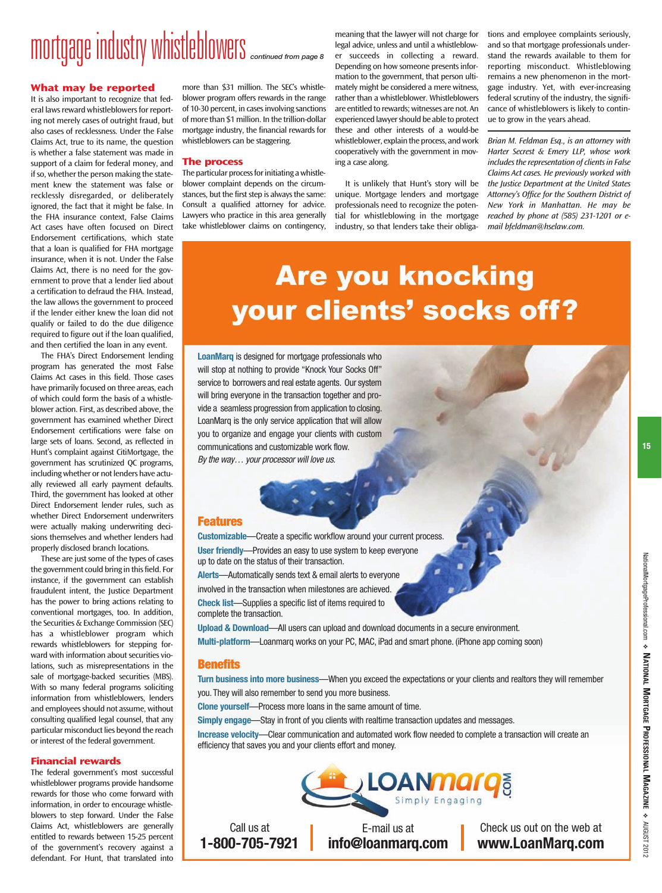# mortgage industry whistleblowers *continued from page 8*

## What may be reported

It is also important to recognize that federal laws reward whistleblowers for reporting not merely cases of outright fraud, but also cases of recklessness. Under the False Claims Act, true to its name, the question is whether a false statement was made in support of a claim for federal money, and if so, whether the person making the statement knew the statement was false or recklessly disregarded, or deliberately ignored, the fact that it might be false. In the FHA insurance context, False Claims Act cases have often focused on Direct Endorsement certifications, which state that a loan is qualified for FHA mortgage insurance, when it is not. Under the False Claims Act, there is no need for the government to prove that a lender lied about a certification to defraud the FHA. Instead, the law allows the government to proceed if the lender either knew the loan did not qualify or failed to do the due diligence required to figure out if the loan qualified, and then certified the loan in any event.

The FHA's Direct Endorsement lending program has generated the most False Claims Act cases in this field. Those cases have primarily focused on three areas, each of which could form the basis of a whistleblower action. First, as described above, the government has examined whether Direct Endorsement certifications were false on large sets of loans. Second, as reflected in Hunt's complaint against CitiMortgage, the government has scrutinized QC programs, including whether or not lenders have actually reviewed all early payment defaults. Third, the government has looked at other Direct Endorsement lender rules, such as whether Direct Endorsement underwriters were actually making underwriting decisions themselves and whether lenders had properly disclosed branch locations.

These are just some of the types of cases the government could bring in this field. For instance, if the government can establish fraudulent intent, the Justice Department has the power to bring actions relating to conventional mortgages, too. In addition, the Securities & Exchange Commission (SEC) has a whistleblower program which rewards whistleblowers for stepping forward with information about securities violations, such as misrepresentations in the sale of mortgage-backed securities (MBS). With so many federal programs soliciting information from whistleblowers, lenders and employees should not assume, without consulting qualified legal counsel, that any particular misconduct lies beyond the reach or interest of the federal government.

## Financial rewards

The federal government's most successful whistleblower programs provide handsome rewards for those who come forward with information, in order to encourage whistleblowers to step forward. Under the False Claims Act, whistleblowers are generally entitled to rewards between 15-25 percent of the government's recovery against a defendant. For Hunt, that translated into more than $31 million. The SEC's whistleblower program offers rewards in the range of 10-30 percent, in cases involving sanctions of more than $1 million. In the trillion-dollar mortgage industry, the financial rewards for whistleblowers can be staggering.

## The process

The particular process for initiating a whistleblower complaint depends on the circumstances, but the first step is always the same: Consult a qualified attorney for advice. Lawyers who practice in this area generally take whistleblower claims on contingency, meaning that the lawyer will not charge for legal advice, unless and until a whistleblower succeeds in collecting a reward. Depending on how someone presents information to the government, that person ultimately might be considered a mere witness, rather than a whistleblower. Whistleblowers are entitled to rewards; witnesses are not. An experienced lawyer should be able to protect these and other interests of a would-be whistleblower, explain the process, and work cooperatively with the government in moving a case along.

It is unlikely that Hunt's story will be unique. Mortgage lenders and mortgage professionals need to recognize the potential for whistleblowing in the mortgage industry, so that lenders take their obligations and employee complaints seriously, and so that mortgage professionals understand the rewards available to them for reporting misconduct. Whistleblowing remains a new phenomenon in the mortgage industry. Yet, with ever-increasing federal scrutiny of the industry, the significance of whistleblowers is likely to continue to grow in the years ahead.

---

*Brian M. Feldman Esq., is an attorney with Harter Secrest & Emery LLP, whose work includes the representation of clients in False Claims Act cases. He previously worked with the Justice Department at the United States Attorney's Office for the Southern District of New York in Manhattan. He may be reached by phone at (585) 231-1201 or e-mail bfeldman@hselaw.com.*

---

# Are you knocking your clients' socks off?

**LoanMarq** is designed for mortgage professionals who will stop at nothing to provide "Knock Your Socks Off" service to borrowers and real estate agents. Our system will bring everyone in the transaction together and provide a seamless progression from application to closing. LoanMarq is the only service application that will allow you to organize and engage your clients with custom communications and customizable work flow.
*By the way… your processor will love us.*

## Features

**Customizable**—Create a specific workflow around your current process.
**User friendly**—Provides an easy to use system to keep everyone up to date on the status of their transaction.
**Alerts**—Automatically sends text & email alerts to everyone involved in the transaction when milestones are achieved.
**Check list**—Supplies a specific list of items required to complete the transaction.
**Upload & Download**—All users can upload and download documents in a secure environment.
**Multi-platform**—Loanmarq works on your PC, MAC, iPad and smart phone. (iPhone app coming soon)

## Benefits

**Turn business into more business**—When you exceed the expectations or your clients and realtors they will remember you. They will also remember to send you more business.
**Clone yourself**—Process more loans in the same amount of time.
**Simply engage**—Stay in front of you clients with realtime transaction updates and messages.
**Increase velocity**—Clear communication and automated work flow needed to complete a transaction will create an efficiency that saves you and your clients effort and money.

LOANmarq.com
Simply Engaging

Call us at **1-800-705-7921** | E-mail us at **info@loanmarq.com** | Check us out on the web at **www.LoanMarq.com**